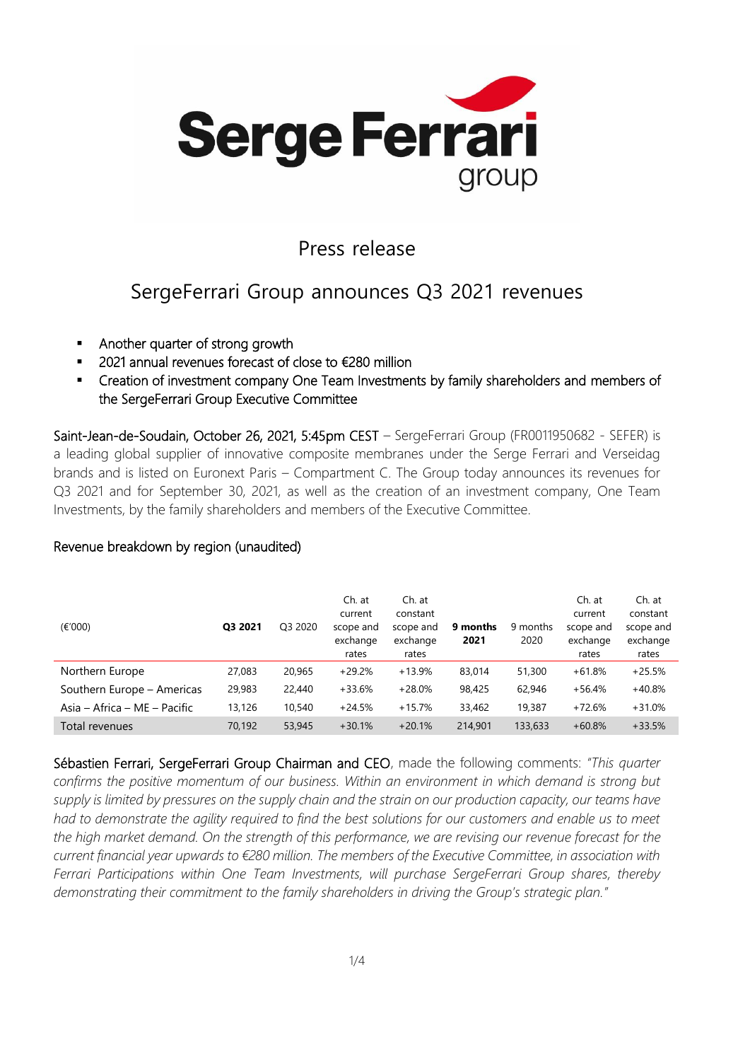# Press release

## SergeFerrari Group announces Q3 2021 revenues

- Another quarter of strong growth
- 2021 annual revenues forecast of close to €280 million
- Creation of investment company One Team Investments by family shareholders and members of the SergeFerrari Group Executive Committee

Saint-Jean-de-Soudain, October 26, 2021, 5:45pm CEST – SergeFerrari Group (FR0011950682 - SEFER) is a leading global supplier of innovative composite membranes under the Serge Ferrari and Verseidag brands and is listed on Euronext Paris – Compartment C. The Group today announces its revenues for Q3 2021 and for September 30, 2021, as well as the creation of an investment company, One Team Investments, by the family shareholders and members of the Executive Committee.

### Revenue breakdown by region (unaudited)

| (€'000) | **Q3 2021** | Q3 2020 | Ch. at current scope and exchange rates | Ch. at constant scope and exchange rates | **9 months 2021** | 9 months 2020 | Ch. at current scope and exchange rates | Ch. at constant scope and exchange rates |
|---|---|---|---|---|---|---|---|---|
| Northern Europe | 27,083 | 20,965 | +29.2% | +13.9% | 83,014 | 51,300 | +61.8% | +25.5% |
| Southern Europe – Americas | 29,983 | 22,440 | +33.6% | +28.0% | 98,425 | 62,946 | +56.4% | +40.8% |
| Asia – Africa – ME – Pacific | 13,126 | 10,540 | +24.5% | +15.7% | 33,462 | 19,387 | +72.6% | +31.0% |
| Total revenues | 70,192 | 53,945 | +30.1% | +20.1% | 214,901 | 133,633 | +60.8% | +33.5% |

Sébastien Ferrari, SergeFerrari Group Chairman and CEO, made the following comments: *"This quarter confirms the positive momentum of our business. Within an environment in which demand is strong but supply is limited by pressures on the supply chain and the strain on our production capacity, our teams have had to demonstrate the agility required to find the best solutions for our customers and enable us to meet the high market demand. On the strength of this performance, we are revising our revenue forecast for the current financial year upwards to €280 million. The members of the Executive Committee, in association with Ferrari Participations within One Team Investments, will purchase SergeFerrari Group shares, thereby demonstrating their commitment to the family shareholders in driving the Group's strategic plan."*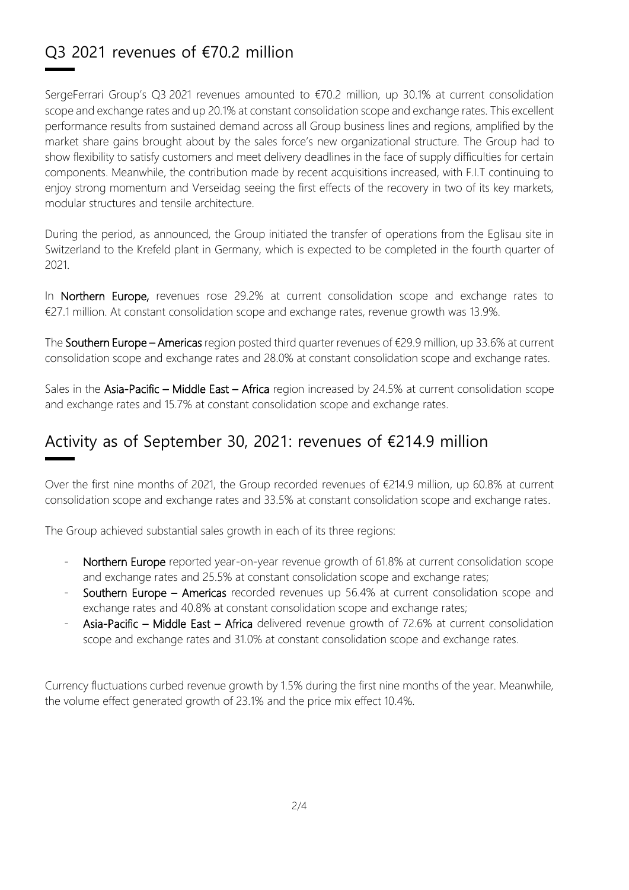## Q3 2021 revenues of €70.2 million

SergeFerrari Group's Q3 2021 revenues amounted to €70.2 million, up 30.1% at current consolidation scope and exchange rates and up 20.1% at constant consolidation scope and exchange rates. This excellent performance results from sustained demand across all Group business lines and regions, amplified by the market share gains brought about by the sales force's new organizational structure. The Group had to show flexibility to satisfy customers and meet delivery deadlines in the face of supply difficulties for certain components. Meanwhile, the contribution made by recent acquisitions increased, with F.I.T continuing to enjoy strong momentum and Verseidag seeing the first effects of the recovery in two of its key markets, modular structures and tensile architecture.

During the period, as announced, the Group initiated the transfer of operations from the Eglisau site in Switzerland to the Krefeld plant in Germany, which is expected to be completed in the fourth quarter of 2021.

In **Northern Europe,** revenues rose 29.2% at current consolidation scope and exchange rates to €27.1 million. At constant consolidation scope and exchange rates, revenue growth was 13.9%.

The **Southern Europe – Americas** region posted third quarter revenues of €29.9 million, up 33.6% at current consolidation scope and exchange rates and 28.0% at constant consolidation scope and exchange rates.

Sales in the **Asia-Pacific – Middle East – Africa** region increased by 24.5% at current consolidation scope and exchange rates and 15.7% at constant consolidation scope and exchange rates.

## Activity as of September 30, 2021: revenues of €214.9 million

Over the first nine months of 2021, the Group recorded revenues of €214.9 million, up 60.8% at current consolidation scope and exchange rates and 33.5% at constant consolidation scope and exchange rates.

The Group achieved substantial sales growth in each of its three regions:

- **Northern Europe** reported year-on-year revenue growth of 61.8% at current consolidation scope and exchange rates and 25.5% at constant consolidation scope and exchange rates;
- **Southern Europe – Americas** recorded revenues up 56.4% at current consolidation scope and exchange rates and 40.8% at constant consolidation scope and exchange rates;
- **Asia-Pacific – Middle East – Africa** delivered revenue growth of 72.6% at current consolidation scope and exchange rates and 31.0% at constant consolidation scope and exchange rates.

Currency fluctuations curbed revenue growth by 1.5% during the first nine months of the year. Meanwhile, the volume effect generated growth of 23.1% and the price mix effect 10.4%.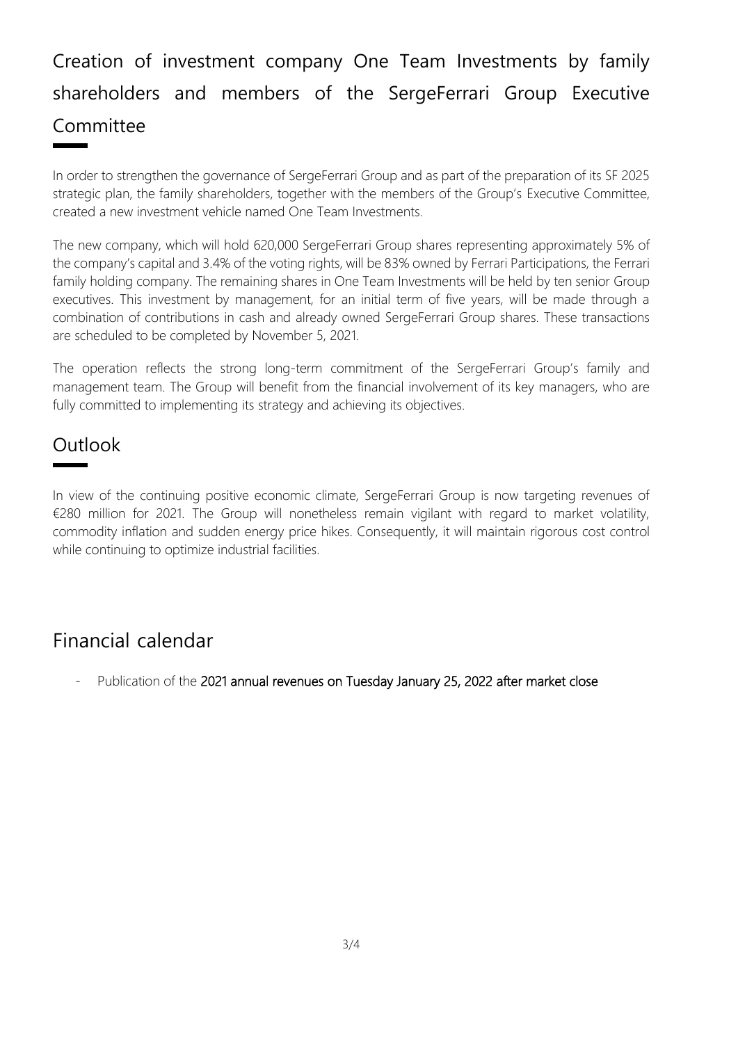## Creation of investment company One Team Investments by family shareholders and members of the SergeFerrari Group Executive Committee

In order to strengthen the governance of SergeFerrari Group and as part of the preparation of its SF 2025 strategic plan, the family shareholders, together with the members of the Group's Executive Committee, created a new investment vehicle named One Team Investments.

The new company, which will hold 620,000 SergeFerrari Group shares representing approximately 5% of the company's capital and 3.4% of the voting rights, will be 83% owned by Ferrari Participations, the Ferrari family holding company. The remaining shares in One Team Investments will be held by ten senior Group executives. This investment by management, for an initial term of five years, will be made through a combination of contributions in cash and already owned SergeFerrari Group shares. These transactions are scheduled to be completed by November 5, 2021.

The operation reflects the strong long-term commitment of the SergeFerrari Group's family and management team. The Group will benefit from the financial involvement of its key managers, who are fully committed to implementing its strategy and achieving its objectives.

## Outlook

In view of the continuing positive economic climate, SergeFerrari Group is now targeting revenues of €280 million for 2021. The Group will nonetheless remain vigilant with regard to market volatility, commodity inflation and sudden energy price hikes. Consequently, it will maintain rigorous cost control while continuing to optimize industrial facilities.

## Financial calendar

- Publication of the 2021 annual revenues on Tuesday January 25, 2022 after market close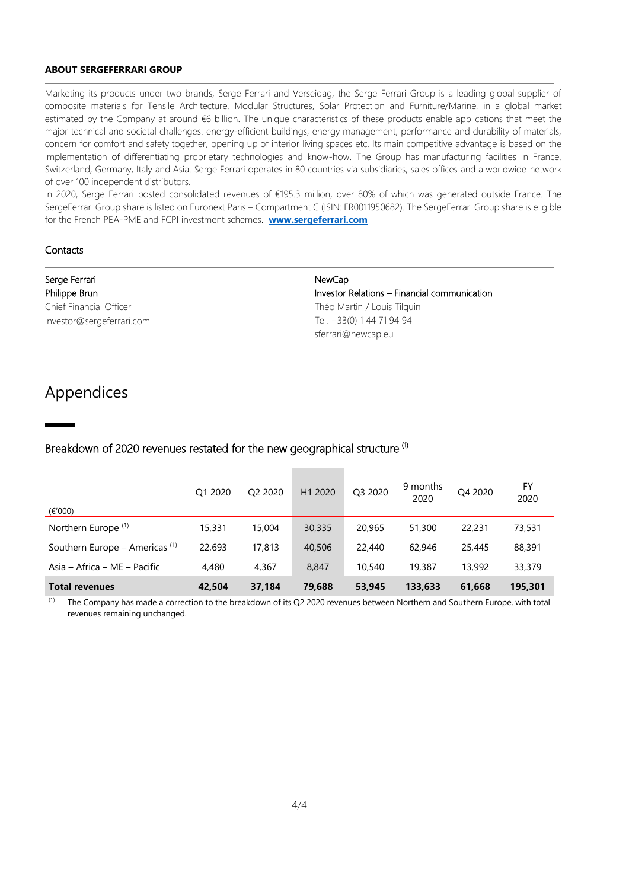**ABOUT SERGEFERRARI GROUP**

Marketing its products under two brands, Serge Ferrari and Verseidag, the Serge Ferrari Group is a leading global supplier of composite materials for Tensile Architecture, Modular Structures, Solar Protection and Furniture/Marine, in a global market estimated by the Company at around €6 billion. The unique characteristics of these products enable applications that meet the major technical and societal challenges: energy-efficient buildings, energy management, performance and durability of materials, concern for comfort and safety together, opening up of interior living spaces etc. Its main competitive advantage is based on the implementation of differentiating proprietary technologies and know-how. The Group has manufacturing facilities in France, Switzerland, Germany, Italy and Asia. Serge Ferrari operates in 80 countries via subsidiaries, sales offices and a worldwide network of over 100 independent distributors.

In 2020, Serge Ferrari posted consolidated revenues of €195.3 million, over 80% of which was generated outside France. The SergeFerrari Group share is listed on Euronext Paris – Compartment C (ISIN: FR0011950682). The SergeFerrari Group share is eligible for the French PEA-PME and FCPI investment schemes. **www.sergeferrari.com**

## Contacts

Serge Ferrari
Philippe Brun
Chief Financial Officer
investor@sergeferrari.com

NewCap
Investor Relations – Financial communication
Théo Martin / Louis Tilquin
Tel: +33(0) 1 44 71 94 94
sferrari@newcap.eu

# Appendices

## Breakdown of 2020 revenues restated for the new geographical structure [1]

| (€'000) | Q1 2020 | Q2 2020 | H1 2020 | Q3 2020 | 9 months 2020 | Q4 2020 | FY 2020 |
|---|---|---|---|---|---|---|---|
| Northern Europe [1] | 15,331 | 15,004 | 30,335 | 20,965 | 51,300 | 22,231 | 73,531 |
| Southern Europe – Americas [1] | 22,693 | 17,813 | 40,506 | 22,440 | 62,946 | 25,445 | 88,391 |
| Asia – Africa – ME – Pacific | 4,480 | 4,367 | 8,847 | 10,540 | 19,387 | 13,992 | 33,379 |
| **Total revenues** | **42,504** | **37,184** | **79,688** | **53,945** | **133,633** | **61,668** | **195,301** |

(1) The Company has made a correction to the breakdown of its Q2 2020 revenues between Northern and Southern Europe, with total revenues remaining unchanged.